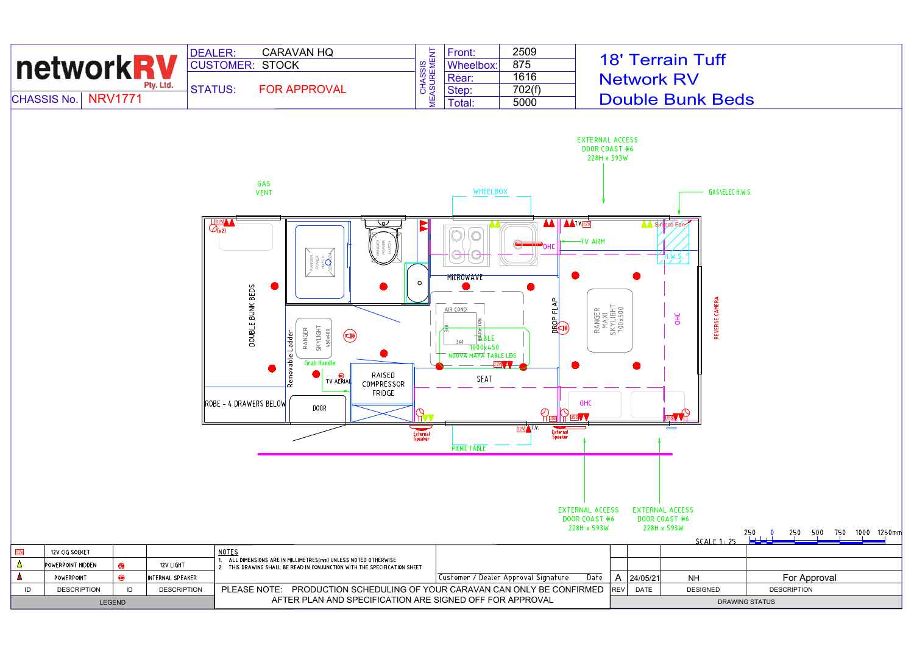**networkRV Pty. Ltd.**

| | |
|---|---|
| CHASSIS No. | NRV1771 |
| DEALER: | CARAVAN HQ |
| CUSTOMER: | STOCK |
| STATUS: | FOR APPROVAL |

**CHASSIS MEASUREMENT**

| | |
|---|---|
| Front: | 2509 |
| Wheelbox: | 875 |
| Rear: | 1616 |
| Step: | 702(f) |
| Total: | 5000 |

# 18' Terrain Tuff
# Network RV
# Double Bunk Beds

EXTERNAL ACCESS DOOR COAST #6 228H x 593W

GAS VENT

WHEELBOX

GAS\ELEC H.W.S.

Sirocco Fan

H.W.S.

T.V. TV ARM

OHC

MICROWAVE

RANGER POWER HATCH

RANGER POWER HATCH

DOUBLE BUNK BEDS

Removable Ladder

RANGER SKYLIGHT 450x400

Grab Handle

TV AERIAL

AIR COND. 360 360

DOMETON

TABLE 1000x450

NUOVA MAPA TABLE LEG

DROP FLAP

RANGER MAXI SKYLIGHT 700x500

OHC

REVERSE CAMERA

RAISED COMPRESSOR FRIDGE

SEAT

OHC

ROBE - 4 DRAWERS BELOW

DOOR

External Speaker

External Speaker

T.V.

PICNIC TABLE

EXTERNAL ACCESS DOOR COAST #6 228H x 593W

EXTERNAL ACCESS DOOR COAST #6 228H x 593W

SCALE 1 : 25

250 0 250 500 750 1000 1250mm

| ID | DESCRIPTION | ID | DESCRIPTION |
|---|---|---|---|
| 12V | 12V CIG SOCKET | | |
| (yellow triangle) | POWERPOINT HIDDEN | (red circle) | 12V LIGHT |
| (red triangle) | POWERPOINT | (red circle) | INTERNAL SPEAKER |

LEGEND

NOTES
1. ALL DIMENSIONS ARE IN MILLIMETRES(mm) UNLESS NOTED OTHERWISE
2. THIS DRAWING SHALL BE READ IN CONJUNCTION WITH THE SPECIFICATION SHEET

Customer / Dealer Approval Signature Date

PLEASE NOTE: PRODUCTION SCHEDULING OF YOUR CARAVAN CAN ONLY BE CONFIRMED AFTER PLAN AND SPECIFICATION ARE SIGNED OFF FOR APPROVAL

| REV | DATE | DESIGNED | DESCRIPTION |
|---|---|---|---|
| A | 24/05/21 | NH | For Approval |

DRAWING STATUS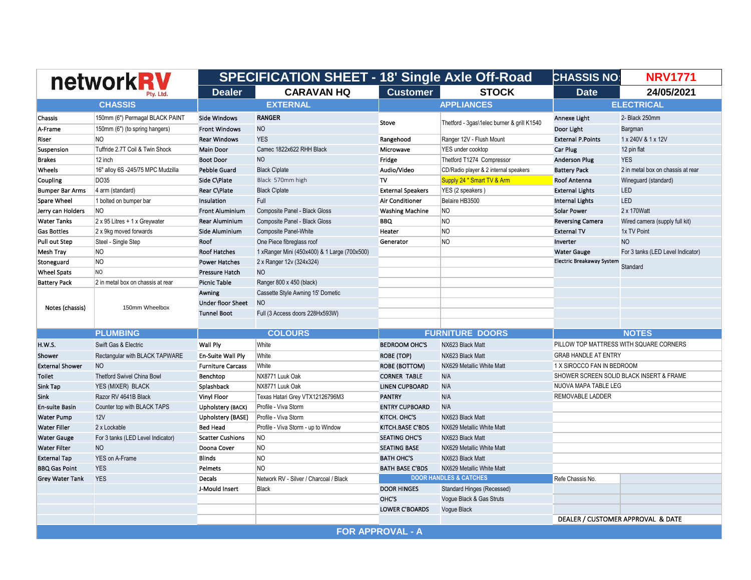# networkRV Pty. Ltd.

## SPECIFICATION SHEET - 18' Single Axle Off-Road

| | | | | | | | |
|---|---|---|---|---|---|---|---|
| **Dealer** | **CARAVAN HQ** | **Customer** | **STOCK** | **Date** | **24/05/2021** | **CHASSIS NO:** | **NRV1771** |

| CHASSIS | | EXTERNAL | | APPLIANCES | | ELECTRICAL | |
|---|---|---|---|---|---|---|---|
| Chassis | 150mm (6") Permagal BLACK PAINT | Side Windows | RANGER | Stove | Thetford - 3gas\1elec burner & grill K1540 | Annexe Light | 2- Black 250mm |
| A-Frame | 150mm (6") (to spring hangers) | Front Windows | NO | | | Door Light | Bargman |
| Riser | NO | Rear Windows | YES | Rangehood | Ranger 12V - Flush Mount | External P.Points | 1 x 240V & 1 x 12V |
| Suspension | Tuffride 2.7T Coil & Twin Shock | Main Door | Camec 1822x622 RHH Black | Microwave | YES under cooktop | Car Plug | 12 pin flat |
| Brakes | 12 inch | Boot Door | NO | Fridge | Thetford T1274 Compressor | Anderson Plug | YES |
| Wheels | 16" alloy 6S -245/75 MPC Mudzilla | Pebble Guard | Black C\plate | Audio/Video | CD/Radio player & 2 internal speakers | Battery Pack | 2 in metal box on chassis at rear |
| Coupling | DO35 | Side C\Plate | Black 570mm high | TV | Supply 24 " Smart TV & Arm | Roof Antenna | Wineguard (standard) |
| Bumper Bar Arms | 4 arm (standard) | Rear C\Plate | Black C\plate | External Speakers | YES (2 speakers ) | External Lights | LED |
| Spare Wheel | 1 bolted on bumper bar | Insulation | Full | Air Conditioner | Belaire HB3500 | Internal Lights | LED |
| Jerry can Holders | NO | Front Aluminium | Composite Panel - Black Gloss | Washing Machine | NO | Solar Power | 2 x 170Watt |
| Water Tanks | 2 x 95 Litres + 1 x Greywater | Rear Aluminium | Composite Panel - Black Gloss | BBQ | NO | Reversing Camera | Wired camera (supply full kit) |
| Gas Bottles | 2 x 9kg moved forwards | Side Aluminium | Composite Panel-White | Heater | NO | External TV | 1x TV Point |
| Pull out Step | Steel - Single Step | Roof | One Piece fibreglass roof | Generator | NO | Inverter | NO |
| Mesh Tray | NO | Roof Hatches | 1 xRanger Mini (450x400) & 1 Large (700x500) | | | Water Gauge | For 3 tanks (LED Level Indicator) |
| Stoneguard | NO | Power Hatches | 2 x Ranger 12v (324x324) | | | Electric Breakaway System | Standard |
| Wheel Spats | NO | Pressure Hatch | NO | | | | |
| Battery Pack | 2 in metal box on chassis at rear | Picnic Table | Ranger 800 x 450 (black) | | | | |
| Notes (chassis) | 150mm Wheelbox | Awning | Cassette Style Awning 15' Dometic | | | | |
| | | Under floor Sheet | NO | | | | |
| | | Tunnel Boot | Full (3 Access doors 228Hx593W) | | | | |

| PLUMBING | | COLOURS | | FURNITURE DOORS | | NOTES |
|---|---|---|---|---|---|---|
| H.W.S. | Swift Gas & Electric | Wall Ply | White | BEDROOM OHC'S | NX623 Black Matt | PILLOW TOP MATTRESS WITH SQUARE CORNERS |
| Shower | Rectangular with BLACK TAPWARE | En-Suite Wall Ply | White | ROBE (TOP) | NX623 Black Matt | GRAB HANDLE AT ENTRY |
| External Shower | NO | Furniture Carcass | White | ROBE (BOTTOM) | NX629 Metallic White Matt | 1 X SIROCCO FAN IN BEDROOM |
| Toilet | Thetford Swivel China Bowl | Benchtop | NX8771 Luuk Oak | CORNER TABLE | N/A | SHOWER SCREEN SOLID BLACK INSERT & FRAME |
| Sink Tap | YES (MIXER) BLACK | Splashback | NX8771 Luuk Oak | LINEN CUPBOARD | N/A | NUOVA MAPA TABLE LEG |
| Sink | Razor RV 4641B Black | Vinyl Floor | Texas Hatari Grey VTX12126796M3 | PANTRY | N/A | REMOVABLE LADDER |
| En-suite Basin | Counter top with BLACK TAPS | Upholstery (BACK) | Profile - Viva Storm | ENTRY CUPBOARD | N/A | |
| Water Pump | 12V | Upholstery (BASE) | Profile - Viva Storm | KITCH. OHC'S | NX623 Black Matt | |
| Water Filler | 2 x Lockable | Bed Head | Profile - Viva Storm - up to Window | KITCH.BASE C'BDS | NX629 Metallic White Matt | |
| Water Gauge | For 3 tanks (LED Level Indicator) | Scatter Cushions | NO | SEATING OHC'S | NX623 Black Matt | |
| Water Filter | NO | Doona Cover | NO | SEATING BASE | NX629 Metallic White Matt | |
| External Tap | YES on A-Frame | Blinds | NO | BATH OHC'S | NX623 Black Matt | |
| BBQ Gas Point | YES | Pelmets | NO | BATH BASE C'BDS | NX629 Metallic White Matt | |
| Grey Water Tank | YES | Decals | Network RV - Silver / Charcoal / Black | **DOOR HANDLES & CATCHES** | | Refe Chassis No. |
| | | J-Mould Insert | Black | DOOR HINGES | Standard Hinges (Recessed) | |
| | | | | OHC'S | Vogue Black & Gas Struts | |
| | | | | LOWER C'BOARDS | Vogue Black | |
| | | | | | | DEALER / CUSTOMER APPROVAL & DATE |

**FOR APPROVAL - A**